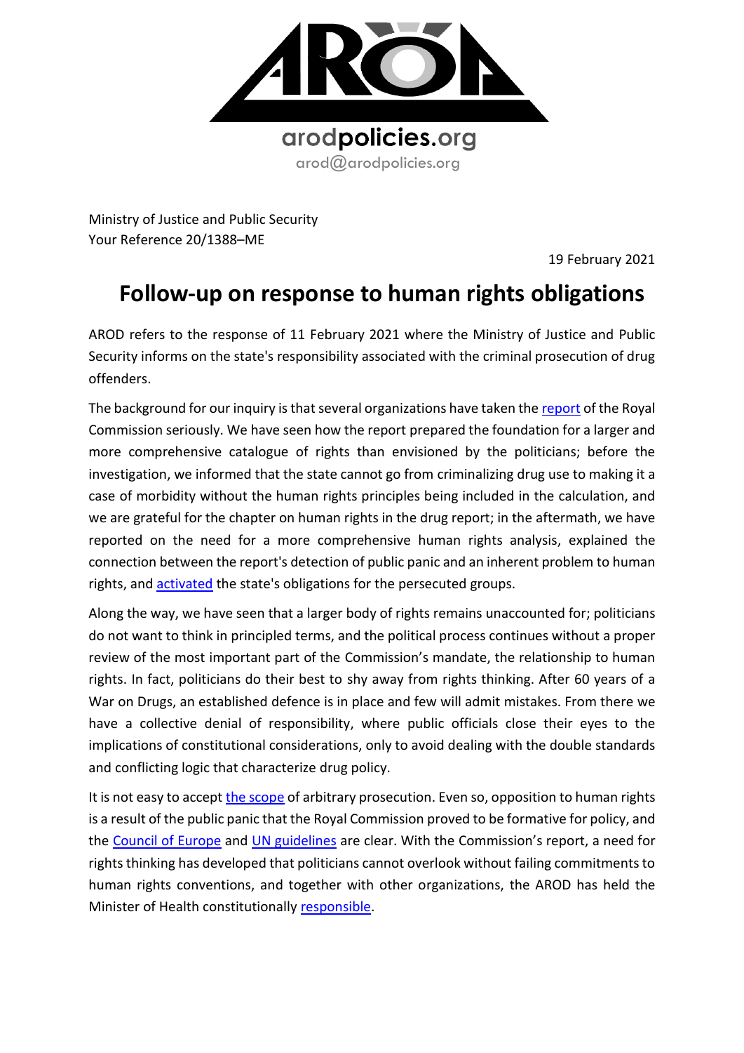arodpolicies.org
arod@arodpolicies.org

Ministry of Justice and Public Security
Your Reference 20/1388–ME

19 February 2021

# Follow-up on response to human rights obligations

AROD refers to the response of 11 February 2021 where the Ministry of Justice and Public Security informs on the state's responsibility associated with the criminal prosecution of drug offenders.

The background for our inquiry is that several organizations have taken the report of the Royal Commission seriously. We have seen how the report prepared the foundation for a larger and more comprehensive catalogue of rights than envisioned by the politicians; before the investigation, we informed that the state cannot go from criminalizing drug use to making it a case of morbidity without the human rights principles being included in the calculation, and we are grateful for the chapter on human rights in the drug report; in the aftermath, we have reported on the need for a more comprehensive human rights analysis, explained the connection between the report's detection of public panic and an inherent problem to human rights, and activated the state's obligations for the persecuted groups.

Along the way, we have seen that a larger body of rights remains unaccounted for; politicians do not want to think in principled terms, and the political process continues without a proper review of the most important part of the Commission's mandate, the relationship to human rights. In fact, politicians do their best to shy away from rights thinking. After 60 years of a War on Drugs, an established defence is in place and few will admit mistakes. From there we have a collective denial of responsibility, where public officials close their eyes to the implications of constitutional considerations, only to avoid dealing with the double standards and conflicting logic that characterize drug policy.

It is not easy to accept the scope of arbitrary prosecution. Even so, opposition to human rights is a result of the public panic that the Royal Commission proved to be formative for policy, and the Council of Europe and UN guidelines are clear. With the Commission's report, a need for rights thinking has developed that politicians cannot overlook without failing commitments to human rights conventions, and together with other organizations, the AROD has held the Minister of Health constitutionally responsible.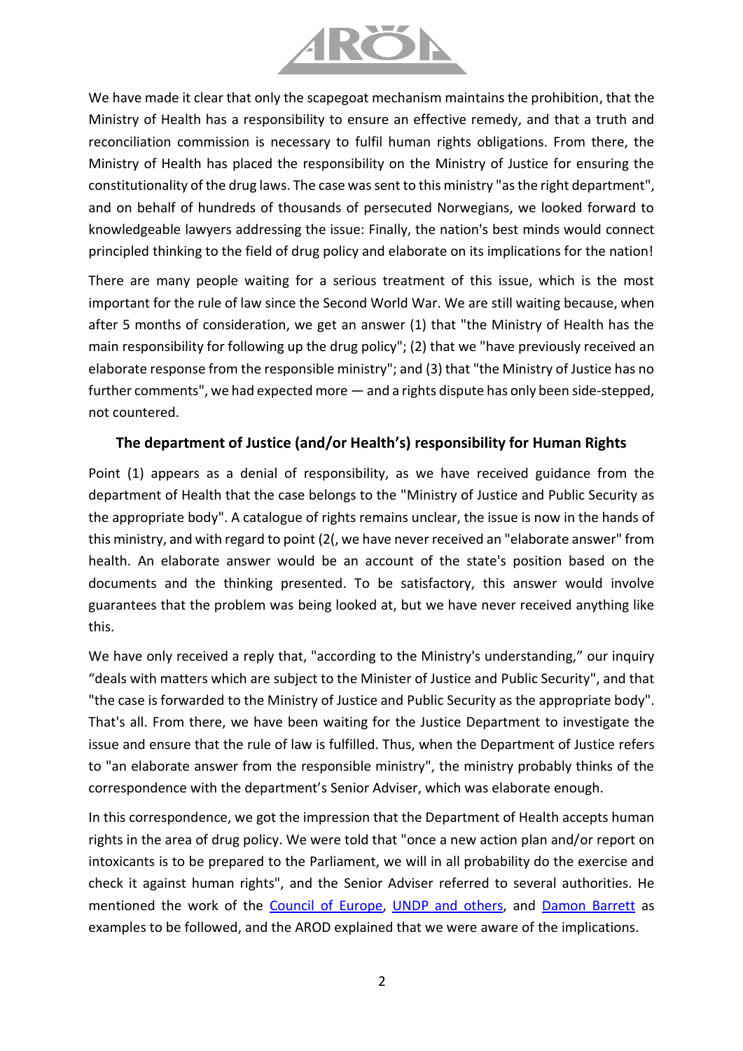We have made it clear that only the scapegoat mechanism maintains the prohibition, that the Ministry of Health has a responsibility to ensure an effective remedy, and that a truth and reconciliation commission is necessary to fulfil human rights obligations. From there, the Ministry of Health has placed the responsibility on the Ministry of Justice for ensuring the constitutionality of the drug laws. The case was sent to this ministry "as the right department", and on behalf of hundreds of thousands of persecuted Norwegians, we looked forward to knowledgeable lawyers addressing the issue: Finally, the nation's best minds would connect principled thinking to the field of drug policy and elaborate on its implications for the nation!

There are many people waiting for a serious treatment of this issue, which is the most important for the rule of law since the Second World War. We are still waiting because, when after 5 months of consideration, we get an answer (1) that "the Ministry of Health has the main responsibility for following up the drug policy"; (2) that we "have previously received an elaborate response from the responsible ministry"; and (3) that "the Ministry of Justice has no further comments", we had expected more — and a rights dispute has only been side-stepped, not countered.

### The department of Justice (and/or Health's) responsibility for Human Rights

Point (1) appears as a denial of responsibility, as we have received guidance from the department of Health that the case belongs to the "Ministry of Justice and Public Security as the appropriate body". A catalogue of rights remains unclear, the issue is now in the hands of this ministry, and with regard to point (2(, we have never received an "elaborate answer" from health. An elaborate answer would be an account of the state's position based on the documents and the thinking presented. To be satisfactory, this answer would involve guarantees that the problem was being looked at, but we have never received anything like this.

We have only received a reply that, "according to the Ministry's understanding," our inquiry "deals with matters which are subject to the Minister of Justice and Public Security", and that "the case is forwarded to the Ministry of Justice and Public Security as the appropriate body". That's all. From there, we have been waiting for the Justice Department to investigate the issue and ensure that the rule of law is fulfilled. Thus, when the Department of Justice refers to "an elaborate answer from the responsible ministry", the ministry probably thinks of the correspondence with the department's Senior Adviser, which was elaborate enough.

In this correspondence, we got the impression that the Department of Health accepts human rights in the area of drug policy. We were told that "once a new action plan and/or report on intoxicants is to be prepared to the Parliament, we will in all probability do the exercise and check it against human rights", and the Senior Adviser referred to several authorities. He mentioned the work of the Council of Europe, UNDP and others, and Damon Barrett as examples to be followed, and the AROD explained that we were aware of the implications.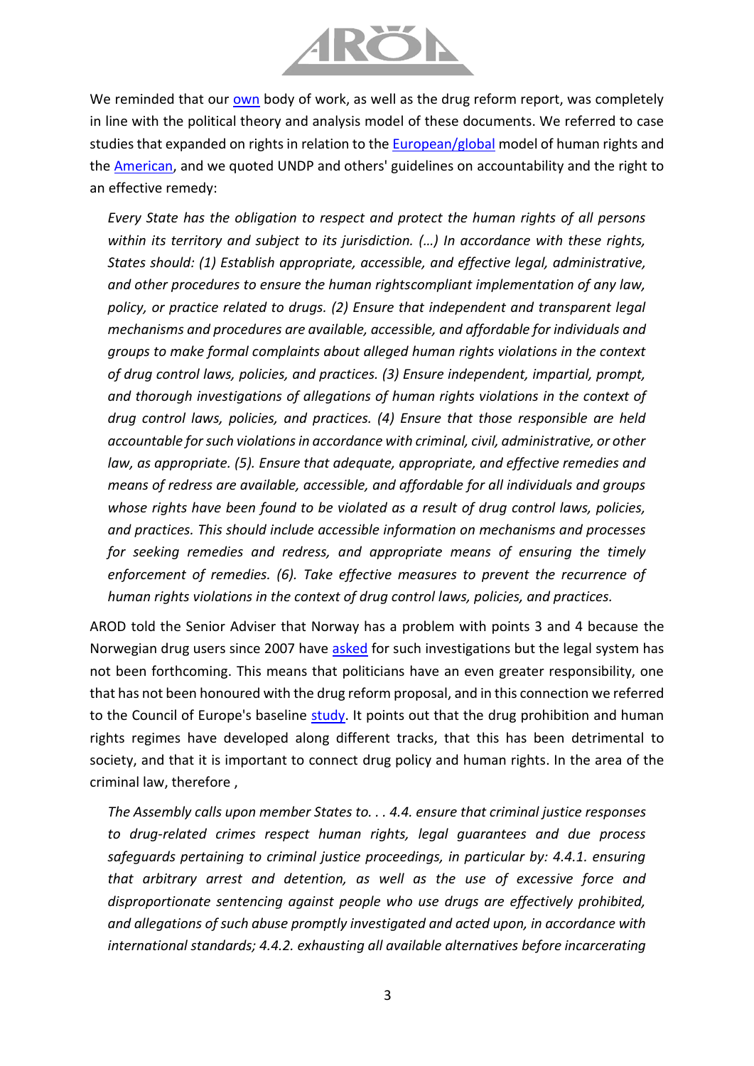We reminded that our own body of work, as well as the drug reform report, was completely in line with the political theory and analysis model of these documents. We referred to case studies that expanded on rights in relation to the European/global model of human rights and the American, and we quoted UNDP and others' guidelines on accountability and the right to an effective remedy:

> *Every State has the obligation to respect and protect the human rights of all persons within its territory and subject to its jurisdiction. (…) In accordance with these rights, States should: (1) Establish appropriate, accessible, and effective legal, administrative, and other procedures to ensure the human rightscompliant implementation of any law, policy, or practice related to drugs. (2) Ensure that independent and transparent legal mechanisms and procedures are available, accessible, and affordable for individuals and groups to make formal complaints about alleged human rights violations in the context of drug control laws, policies, and practices. (3) Ensure independent, impartial, prompt, and thorough investigations of allegations of human rights violations in the context of drug control laws, policies, and practices. (4) Ensure that those responsible are held accountable for such violations in accordance with criminal, civil, administrative, or other law, as appropriate. (5). Ensure that adequate, appropriate, and effective remedies and means of redress are available, accessible, and affordable for all individuals and groups whose rights have been found to be violated as a result of drug control laws, policies, and practices. This should include accessible information on mechanisms and processes for seeking remedies and redress, and appropriate means of ensuring the timely enforcement of remedies. (6). Take effective measures to prevent the recurrence of human rights violations in the context of drug control laws, policies, and practices.*

AROD told the Senior Adviser that Norway has a problem with points 3 and 4 because the Norwegian drug users since 2007 have asked for such investigations but the legal system has not been forthcoming. This means that politicians have an even greater responsibility, one that has not been honoured with the drug reform proposal, and in this connection we referred to the Council of Europe's baseline study. It points out that the drug prohibition and human rights regimes have developed along different tracks, that this has been detrimental to society, and that it is important to connect drug policy and human rights. In the area of the criminal law, therefore ,

> *The Assembly calls upon member States to. . . 4.4. ensure that criminal justice responses to drug-related crimes respect human rights, legal guarantees and due process safeguards pertaining to criminal justice proceedings, in particular by: 4.4.1. ensuring that arbitrary arrest and detention, as well as the use of excessive force and disproportionate sentencing against people who use drugs are effectively prohibited, and allegations of such abuse promptly investigated and acted upon, in accordance with international standards; 4.4.2. exhausting all available alternatives before incarcerating*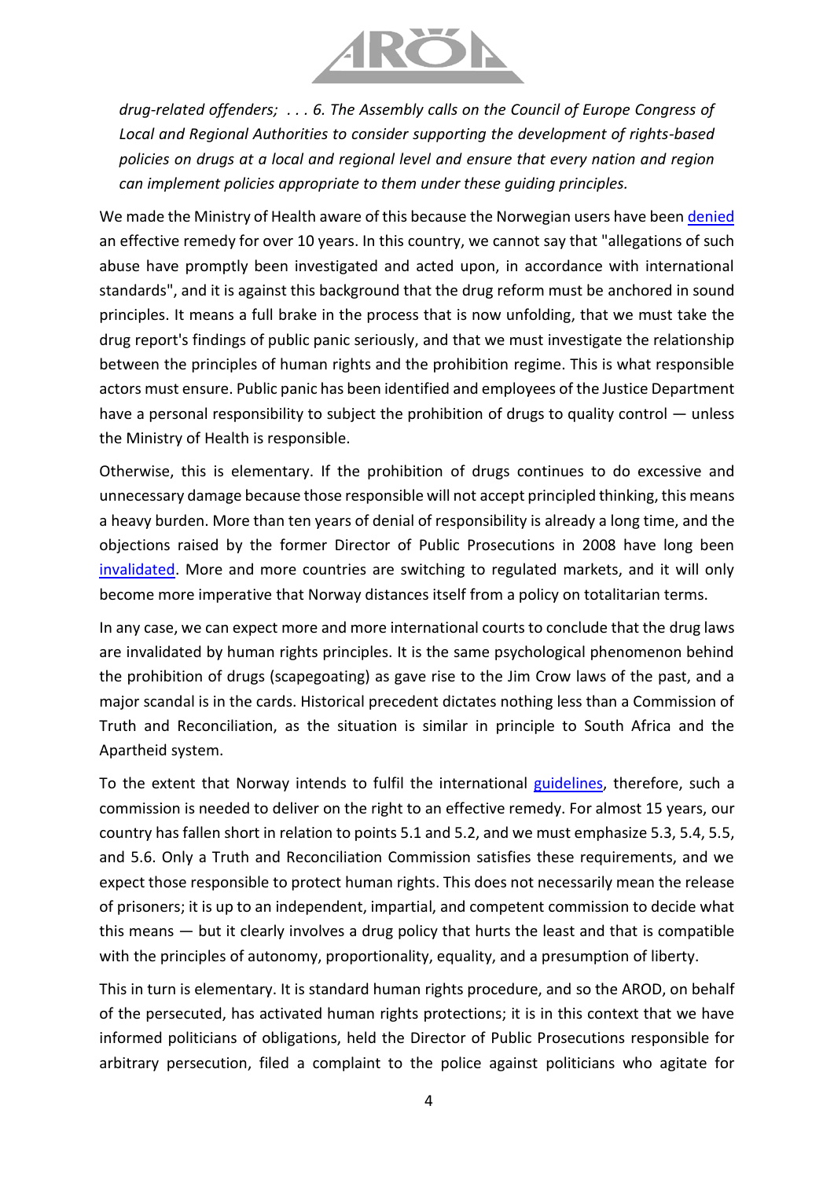*drug-related offenders; . . . 6. The Assembly calls on the Council of Europe Congress of Local and Regional Authorities to consider supporting the development of rights-based policies on drugs at a local and regional level and ensure that every nation and region can implement policies appropriate to them under these guiding principles.*

We made the Ministry of Health aware of this because the Norwegian users have been denied an effective remedy for over 10 years. In this country, we cannot say that "allegations of such abuse have promptly been investigated and acted upon, in accordance with international standards", and it is against this background that the drug reform must be anchored in sound principles. It means a full brake in the process that is now unfolding, that we must take the drug report's findings of public panic seriously, and that we must investigate the relationship between the principles of human rights and the prohibition regime. This is what responsible actors must ensure. Public panic has been identified and employees of the Justice Department have a personal responsibility to subject the prohibition of drugs to quality control — unless the Ministry of Health is responsible.

Otherwise, this is elementary. If the prohibition of drugs continues to do excessive and unnecessary damage because those responsible will not accept principled thinking, this means a heavy burden. More than ten years of denial of responsibility is already a long time, and the objections raised by the former Director of Public Prosecutions in 2008 have long been invalidated. More and more countries are switching to regulated markets, and it will only become more imperative that Norway distances itself from a policy on totalitarian terms.

In any case, we can expect more and more international courts to conclude that the drug laws are invalidated by human rights principles. It is the same psychological phenomenon behind the prohibition of drugs (scapegoating) as gave rise to the Jim Crow laws of the past, and a major scandal is in the cards. Historical precedent dictates nothing less than a Commission of Truth and Reconciliation, as the situation is similar in principle to South Africa and the Apartheid system.

To the extent that Norway intends to fulfil the international guidelines, therefore, such a commission is needed to deliver on the right to an effective remedy. For almost 15 years, our country has fallen short in relation to points 5.1 and 5.2, and we must emphasize 5.3, 5.4, 5.5, and 5.6. Only a Truth and Reconciliation Commission satisfies these requirements, and we expect those responsible to protect human rights. This does not necessarily mean the release of prisoners; it is up to an independent, impartial, and competent commission to decide what this means — but it clearly involves a drug policy that hurts the least and that is compatible with the principles of autonomy, proportionality, equality, and a presumption of liberty.

This in turn is elementary. It is standard human rights procedure, and so the AROD, on behalf of the persecuted, has activated human rights protections; it is in this context that we have informed politicians of obligations, held the Director of Public Prosecutions responsible for arbitrary persecution, filed a complaint to the police against politicians who agitate for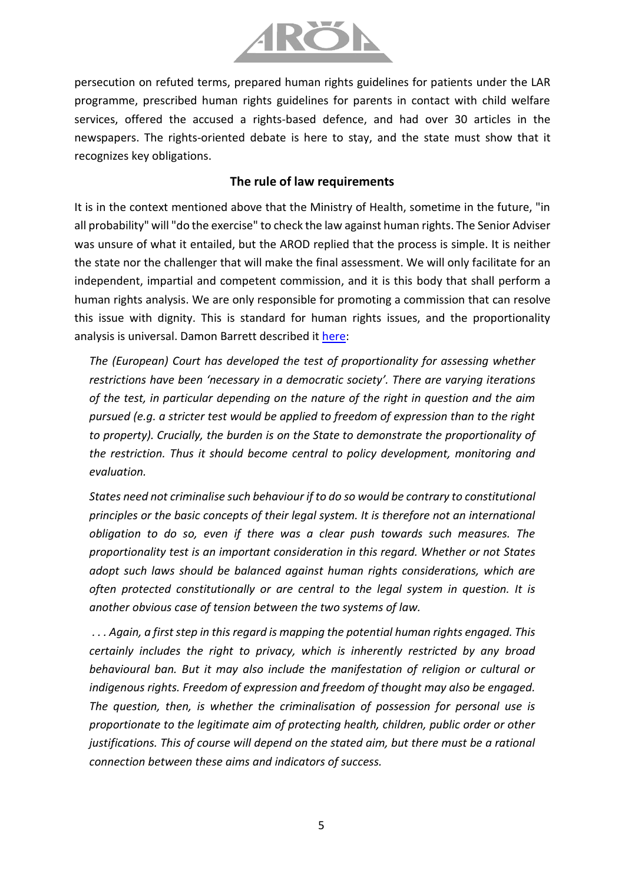persecution on refuted terms, prepared human rights guidelines for patients under the LAR programme, prescribed human rights guidelines for parents in contact with child welfare services, offered the accused a rights-based defence, and had over 30 articles in the newspapers. The rights-oriented debate is here to stay, and the state must show that it recognizes key obligations.

## The rule of law requirements

It is in the context mentioned above that the Ministry of Health, sometime in the future, "in all probability" will "do the exercise" to check the law against human rights. The Senior Adviser was unsure of what it entailed, but the AROD replied that the process is simple. It is neither the state nor the challenger that will make the final assessment. We will only facilitate for an independent, impartial and competent commission, and it is this body that shall perform a human rights analysis. We are only responsible for promoting a commission that can resolve this issue with dignity. This is standard for human rights issues, and the proportionality analysis is universal. Damon Barrett described it here:

> *The (European) Court has developed the test of proportionality for assessing whether restrictions have been 'necessary in a democratic society'. There are varying iterations of the test, in particular depending on the nature of the right in question and the aim pursued (e.g. a stricter test would be applied to freedom of expression than to the right to property). Crucially, the burden is on the State to demonstrate the proportionality of the restriction. Thus it should become central to policy development, monitoring and evaluation.*
>
> *States need not criminalise such behaviour if to do so would be contrary to constitutional principles or the basic concepts of their legal system. It is therefore not an international obligation to do so, even if there was a clear push towards such measures. The proportionality test is an important consideration in this regard. Whether or not States adopt such laws should be balanced against human rights considerations, which are often protected constitutionally or are central to the legal system in question. It is another obvious case of tension between the two systems of law.*
>
> *. . . Again, a first step in this regard is mapping the potential human rights engaged. This certainly includes the right to privacy, which is inherently restricted by any broad behavioural ban. But it may also include the manifestation of religion or cultural or indigenous rights. Freedom of expression and freedom of thought may also be engaged. The question, then, is whether the criminalisation of possession for personal use is proportionate to the legitimate aim of protecting health, children, public order or other justifications. This of course will depend on the stated aim, but there must be a rational connection between these aims and indicators of success.*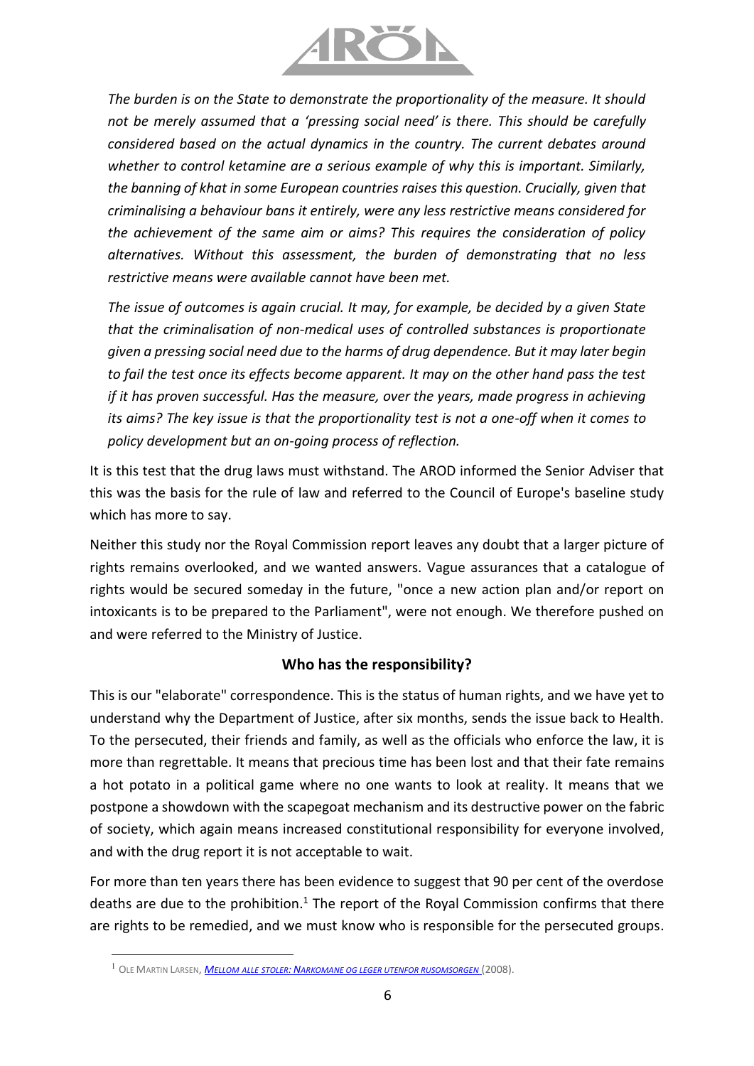> *The burden is on the State to demonstrate the proportionality of the measure. It should not be merely assumed that a 'pressing social need' is there. This should be carefully considered based on the actual dynamics in the country. The current debates around whether to control ketamine are a serious example of why this is important. Similarly, the banning of khat in some European countries raises this question. Crucially, given that criminalising a behaviour bans it entirely, were any less restrictive means considered for the achievement of the same aim or aims? This requires the consideration of policy alternatives. Without this assessment, the burden of demonstrating that no less restrictive means were available cannot have been met.*
>
> *The issue of outcomes is again crucial. It may, for example, be decided by a given State that the criminalisation of non-medical uses of controlled substances is proportionate given a pressing social need due to the harms of drug dependence. But it may later begin to fail the test once its effects become apparent. It may on the other hand pass the test if it has proven successful. Has the measure, over the years, made progress in achieving its aims? The key issue is that the proportionality test is not a one-off when it comes to policy development but an on-going process of reflection.*

It is this test that the drug laws must withstand. The AROD informed the Senior Adviser that this was the basis for the rule of law and referred to the Council of Europe's baseline study which has more to say.

Neither this study nor the Royal Commission report leaves any doubt that a larger picture of rights remains overlooked, and we wanted answers. Vague assurances that a catalogue of rights would be secured someday in the future, "once a new action plan and/or report on intoxicants is to be prepared to the Parliament", were not enough. We therefore pushed on and were referred to the Ministry of Justice.

### Who has the responsibility?

This is our "elaborate" correspondence. This is the status of human rights, and we have yet to understand why the Department of Justice, after six months, sends the issue back to Health. To the persecuted, their friends and family, as well as the officials who enforce the law, it is more than regrettable. It means that precious time has been lost and that their fate remains a hot potato in a political game where no one wants to look at reality. It means that we postpone a showdown with the scapegoat mechanism and its destructive power on the fabric of society, which again means increased constitutional responsibility for everyone involved, and with the drug report it is not acceptable to wait.

For more than ten years there has been evidence to suggest that 90 per cent of the overdose deaths are due to the prohibition.[1] The report of the Royal Commission confirms that there are rights to be remedied, and we must know who is responsible for the persecuted groups.

[1] Ole Martin Larsen, *Mellom alle stoler: Narkomane og leger utenfor rusomsorgen* (2008).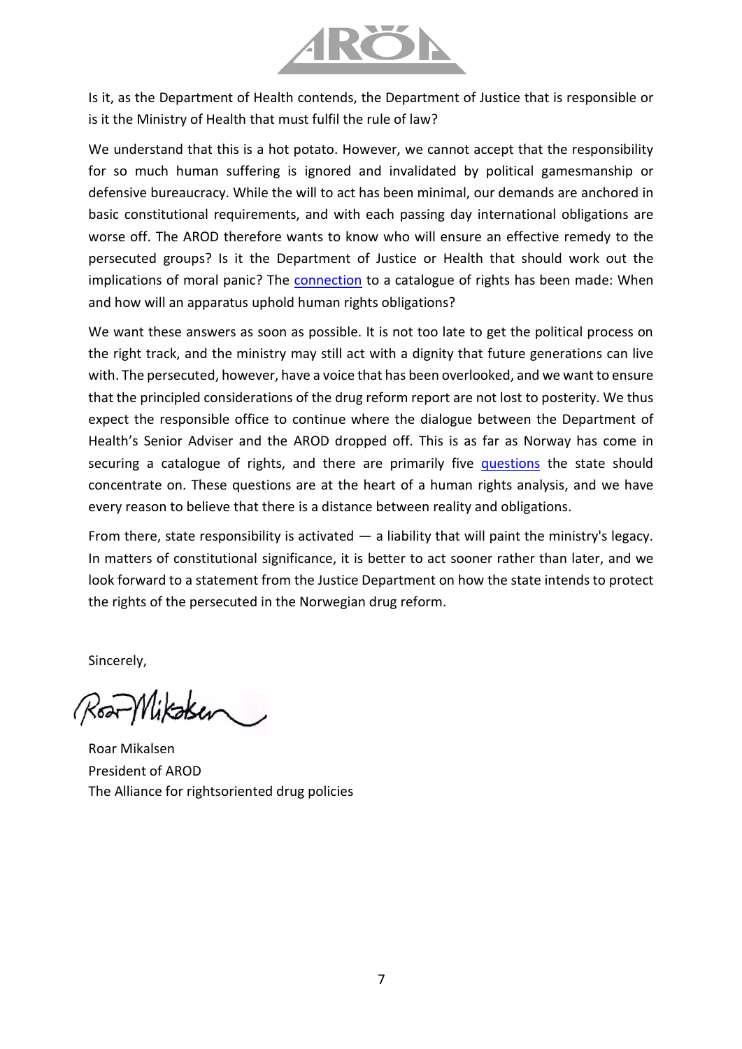Is it, as the Department of Health contends, the Department of Justice that is responsible or is it the Ministry of Health that must fulfil the rule of law?

We understand that this is a hot potato. However, we cannot accept that the responsibility for so much human suffering is ignored and invalidated by political gamesmanship or defensive bureaucracy. While the will to act has been minimal, our demands are anchored in basic constitutional requirements, and with each passing day international obligations are worse off. The AROD therefore wants to know who will ensure an effective remedy to the persecuted groups? Is it the Department of Justice or Health that should work out the implications of moral panic? The connection to a catalogue of rights has been made: When and how will an apparatus uphold human rights obligations?

We want these answers as soon as possible. It is not too late to get the political process on the right track, and the ministry may still act with a dignity that future generations can live with. The persecuted, however, have a voice that has been overlooked, and we want to ensure that the principled considerations of the drug reform report are not lost to posterity. We thus expect the responsible office to continue where the dialogue between the Department of Health's Senior Adviser and the AROD dropped off. This is as far as Norway has come in securing a catalogue of rights, and there are primarily five questions the state should concentrate on. These questions are at the heart of a human rights analysis, and we have every reason to believe that there is a distance between reality and obligations.

From there, state responsibility is activated — a liability that will paint the ministry's legacy. In matters of constitutional significance, it is better to act sooner rather than later, and we look forward to a statement from the Justice Department on how the state intends to protect the rights of the persecuted in the Norwegian drug reform.

Sincerely,

Roar Mikalsen

Roar Mikalsen  
President of AROD  
The Alliance for rightsoriented drug policies